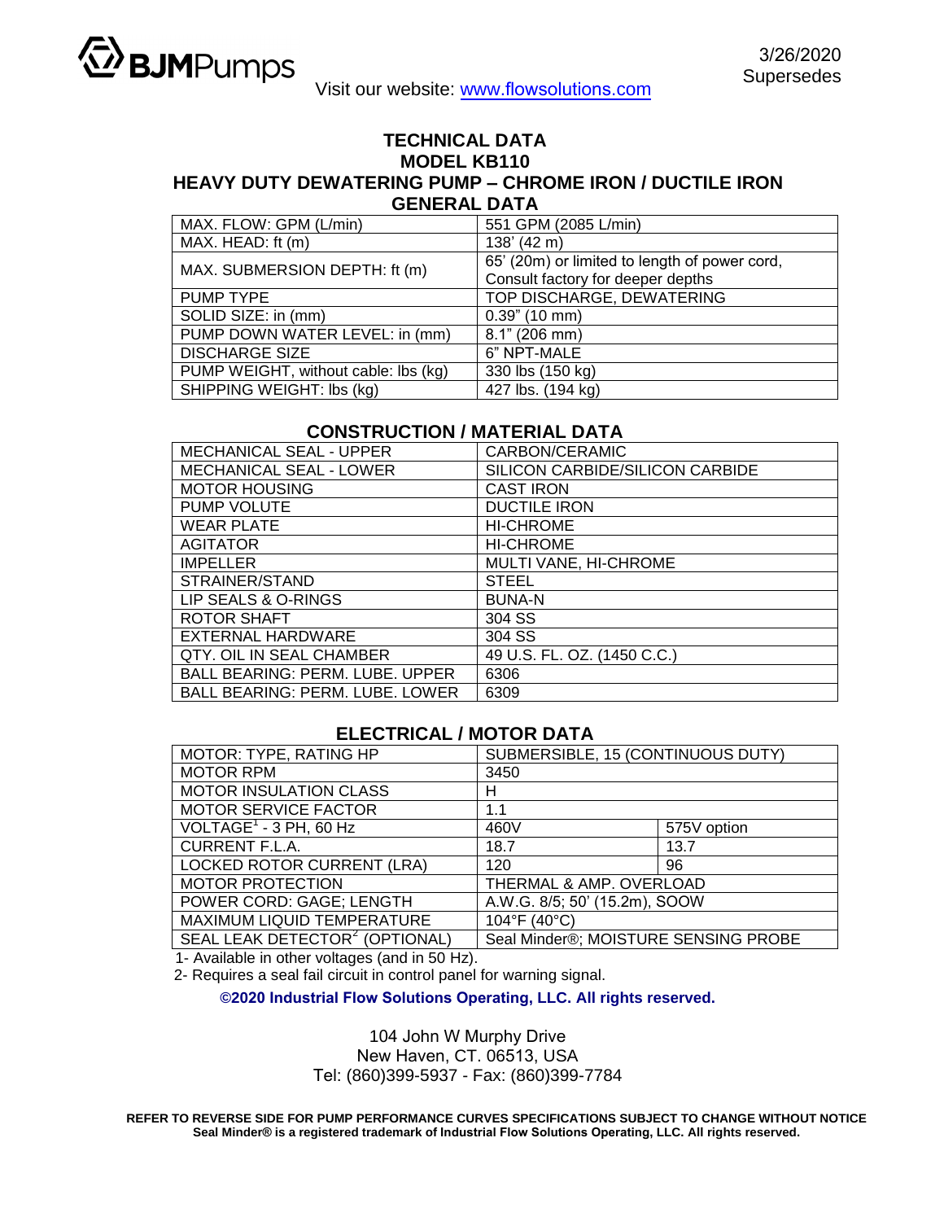BJMPumps

Visit our website: www.flowsolutions.com

3/26/2020
Supersedes

# TECHNICAL DATA
# MODEL KB110
# HEAVY DUTY DEWATERING PUMP – CHROME IRON / DUCTILE IRON

## GENERAL DATA

| | |
|---|---|
| MAX. FLOW: GPM (L/min) | 551 GPM (2085 L/min) |
| MAX. HEAD: ft (m) | 138' (42 m) |
| MAX. SUBMERSION DEPTH: ft (m) | 65' (20m) or limited to length of power cord, Consult factory for deeper depths |
| PUMP TYPE | TOP DISCHARGE, DEWATERING |
| SOLID SIZE: in (mm) | 0.39" (10 mm) |
| PUMP DOWN WATER LEVEL: in (mm) | 8.1" (206 mm) |
| DISCHARGE SIZE | 6" NPT-MALE |
| PUMP WEIGHT, without cable: lbs (kg) | 330 lbs (150 kg) |
| SHIPPING WEIGHT: lbs (kg) | 427 lbs. (194 kg) |

## CONSTRUCTION / MATERIAL DATA

| | |
|---|---|
| MECHANICAL SEAL - UPPER | CARBON/CERAMIC |
| MECHANICAL SEAL - LOWER | SILICON CARBIDE/SILICON CARBIDE |
| MOTOR HOUSING | CAST IRON |
| PUMP VOLUTE | DUCTILE IRON |
| WEAR PLATE | HI-CHROME |
| AGITATOR | HI-CHROME |
| IMPELLER | MULTI VANE, HI-CHROME |
| STRAINER/STAND | STEEL |
| LIP SEALS & O-RINGS | BUNA-N |
| ROTOR SHAFT | 304 SS |
| EXTERNAL HARDWARE | 304 SS |
| QTY. OIL IN SEAL CHAMBER | 49 U.S. FL. OZ. (1450 C.C.) |
| BALL BEARING: PERM. LUBE. UPPER | 6306 |
| BALL BEARING: PERM. LUBE. LOWER | 6309 |

## ELECTRICAL / MOTOR DATA

| | | |
|---|---|---|
| MOTOR: TYPE, RATING HP | SUBMERSIBLE, 15 (CONTINUOUS DUTY) | |
| MOTOR RPM | 3450 | |
| MOTOR INSULATION CLASS | H | |
| MOTOR SERVICE FACTOR | 1.1 | |
| VOLTAGE[1] - 3 PH, 60 Hz | 460V | 575V option |
| CURRENT F.L.A. | 18.7 | 13.7 |
| LOCKED ROTOR CURRENT (LRA) | 120 | 96 |
| MOTOR PROTECTION | THERMAL & AMP. OVERLOAD | |
| POWER CORD: GAGE; LENGTH | A.W.G. 8/5; 50' (15.2m), SOOW | |
| MAXIMUM LIQUID TEMPERATURE | 104°F (40°C) | |
| SEAL LEAK DETECTOR[2] (OPTIONAL) | Seal Minder®; MOISTURE SENSING PROBE | |

1- Available in other voltages (and in 50 Hz).

2- Requires a seal fail circuit in control panel for warning signal.

**©2020 Industrial Flow Solutions Operating, LLC. All rights reserved.**

104 John W Murphy Drive
New Haven, CT. 06513, USA
Tel: (860)399-5937 - Fax: (860)399-7784

**REFER TO REVERSE SIDE FOR PUMP PERFORMANCE CURVES SPECIFICATIONS SUBJECT TO CHANGE WITHOUT NOTICE**
**Seal Minder® is a registered trademark of Industrial Flow Solutions Operating, LLC. All rights reserved.**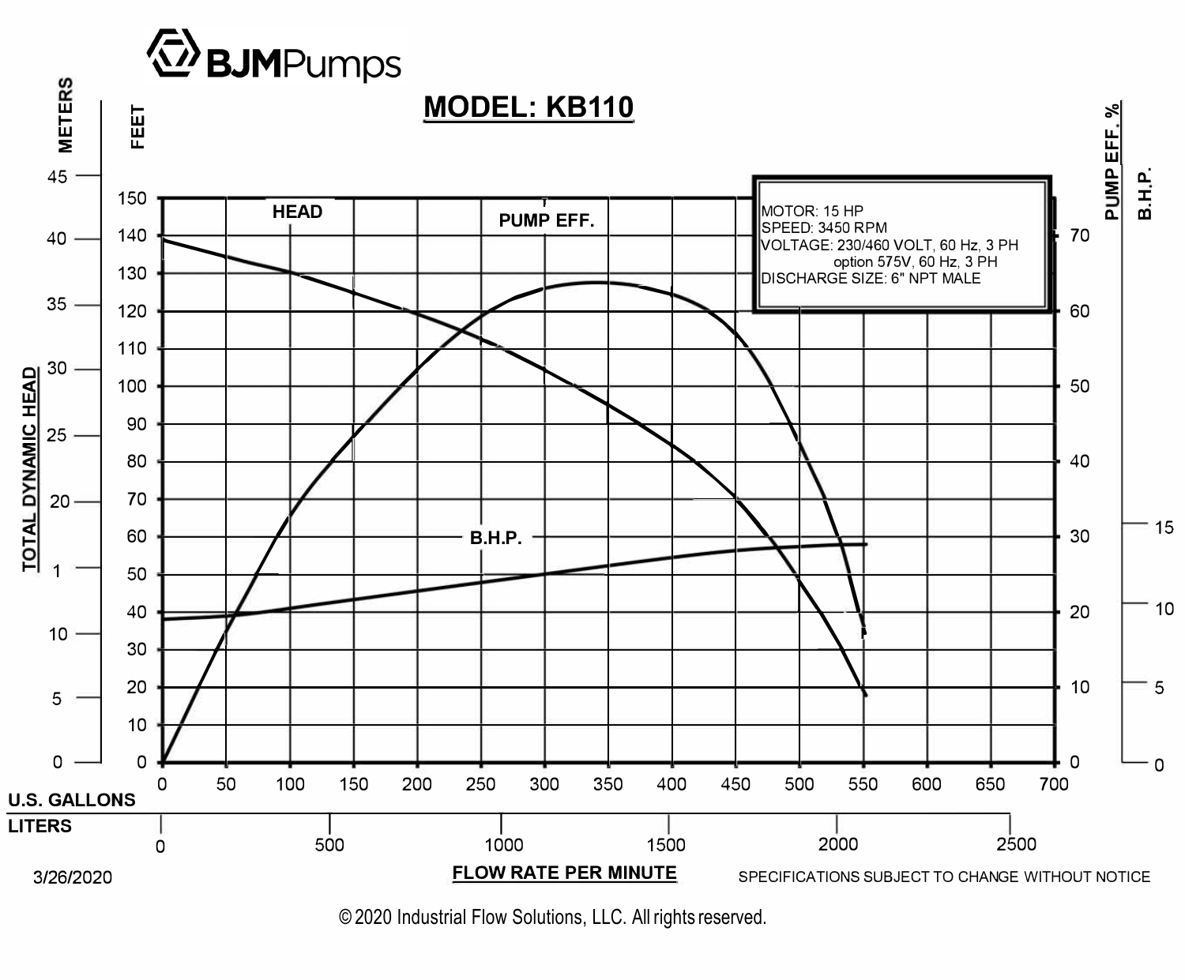BJMPumps

# MODEL: KB110

MOTOR: 15 HP
SPEED: 3450 RPM
VOLTAGE: 230/460 VOLT, 60 Hz, 3 PH
option 575V, 60 Hz, 3 PH
DISCHARGE SIZE: 6" NPT MALE

METERS
FEET
TOTAL DYNAMIC HEAD
PUMP EFF. %
B.H.P.

HEAD
PUMP EFF.
B.H.P.

METERS: 0, 5, 10, 1, 20, 25, 30, 35, 40, 45
FEET: 0, 10, 20, 30, 40, 50, 60, 70, 80, 90, 100, 110, 120, 130, 140, 150
PUMP EFF. %: 0, 10, 20, 30, 40, 50, 60, 70
B.H.P.: 0, 5, 10, 15

U.S. GALLONS: 0, 50, 100, 150, 200, 250, 300, 350, 400, 450, 500, 550, 600, 650, 700
LITERS: 0, 500, 1000, 1500, 2000, 2500

FLOW RATE PER MINUTE

3/26/2020

SPECIFICATIONS SUBJECT TO CHANGE WITHOUT NOTICE

© 2020 Industrial Flow Solutions, LLC. All rights reserved.